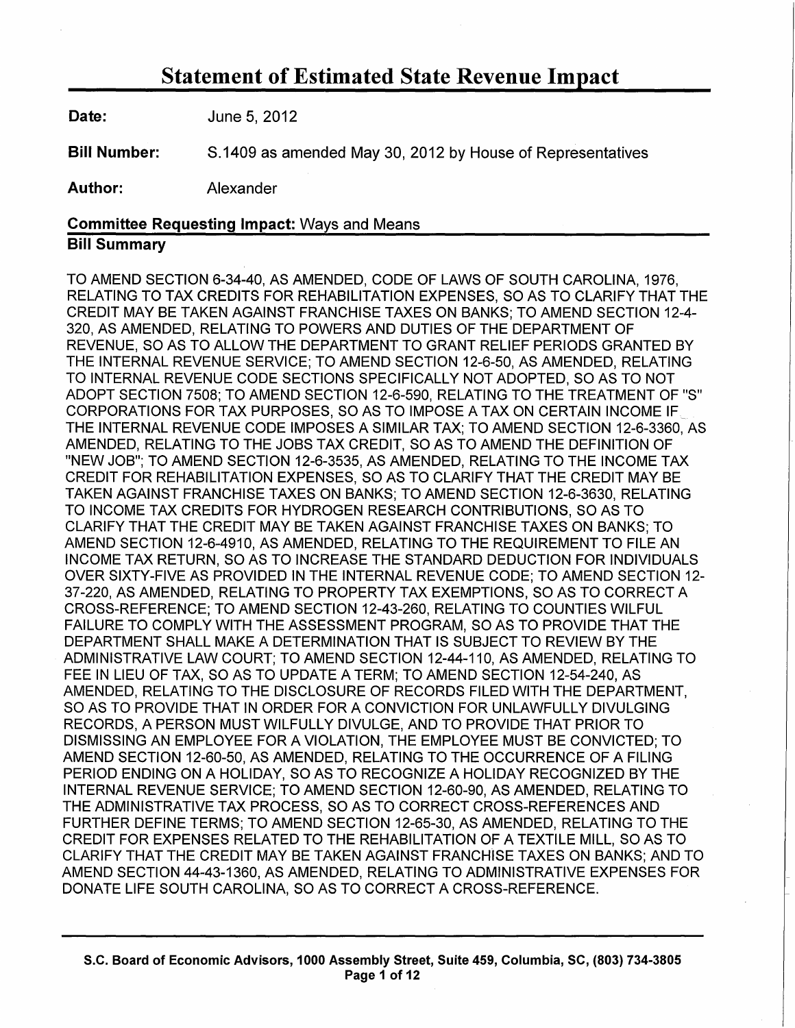# Statement of Estimated State Revenue Impact

**Date:** June 5, 2012

**Bill Number:** S.1409 as amended May 30, 2012 by House of Representatives

**Author:** Alexander

**Committee Requesting Impact:** Ways and Means

## Bill Summary

TO AMEND SECTION 6-34-40, AS AMENDED, CODE OF LAWS OF SOUTH CAROLINA, 1976, RELATING TO TAX CREDITS FOR REHABILITATION EXPENSES, SO AS TO CLARIFY THAT THE CREDIT MAY BE TAKEN AGAINST FRANCHISE TAXES ON BANKS; TO AMEND SECTION 12-4-320, AS AMENDED, RELATING TO POWERS AND DUTIES OF THE DEPARTMENT OF REVENUE, SO AS TO ALLOW THE DEPARTMENT TO GRANT RELIEF PERIODS GRANTED BY THE INTERNAL REVENUE SERVICE; TO AMEND SECTION 12-6-50, AS AMENDED, RELATING TO INTERNAL REVENUE CODE SECTIONS SPECIFICALLY NOT ADOPTED, SO AS TO NOT ADOPT SECTION 7508; TO AMEND SECTION 12-6-590, RELATING TO THE TREATMENT OF "S" CORPORATIONS FOR TAX PURPOSES, SO AS TO IMPOSE A TAX ON CERTAIN INCOME IF THE INTERNAL REVENUE CODE IMPOSES A SIMILAR TAX; TO AMEND SECTION 12-6-3360, AS AMENDED, RELATING TO THE JOBS TAX CREDIT, SO AS TO AMEND THE DEFINITION OF "NEW JOB"; TO AMEND SECTION 12-6-3535, AS AMENDED, RELATING TO THE INCOME TAX CREDIT FOR REHABILITATION EXPENSES, SO AS TO CLARIFY THAT THE CREDIT MAY BE TAKEN AGAINST FRANCHISE TAXES ON BANKS; TO AMEND SECTION 12-6-3630, RELATING TO INCOME TAX CREDITS FOR HYDROGEN RESEARCH CONTRIBUTIONS, SO AS TO CLARIFY THAT THE CREDIT MAY BE TAKEN AGAINST FRANCHISE TAXES ON BANKS; TO AMEND SECTION 12-6-4910, AS AMENDED, RELATING TO THE REQUIREMENT TO FILE AN INCOME TAX RETURN, SO AS TO INCREASE THE STANDARD DEDUCTION FOR INDIVIDUALS OVER SIXTY-FIVE AS PROVIDED IN THE INTERNAL REVENUE CODE; TO AMEND SECTION 12-37-220, AS AMENDED, RELATING TO PROPERTY TAX EXEMPTIONS, SO AS TO CORRECT A CROSS-REFERENCE; TO AMEND SECTION 12-43-260, RELATING TO COUNTIES WILFUL FAILURE TO COMPLY WITH THE ASSESSMENT PROGRAM, SO AS TO PROVIDE THAT THE DEPARTMENT SHALL MAKE A DETERMINATION THAT IS SUBJECT TO REVIEW BY THE ADMINISTRATIVE LAW COURT; TO AMEND SECTION 12-44-110, AS AMENDED, RELATING TO FEE IN LIEU OF TAX, SO AS TO UPDATE A TERM; TO AMEND SECTION 12-54-240, AS AMENDED, RELATING TO THE DISCLOSURE OF RECORDS FILED WITH THE DEPARTMENT, SO AS TO PROVIDE THAT IN ORDER FOR A CONVICTION FOR UNLAWFULLY DIVULGING RECORDS, A PERSON MUST WILFULLY DIVULGE, AND TO PROVIDE THAT PRIOR TO DISMISSING AN EMPLOYEE FOR A VIOLATION, THE EMPLOYEE MUST BE CONVICTED; TO AMEND SECTION 12-60-50, AS AMENDED, RELATING TO THE OCCURRENCE OF A FILING PERIOD ENDING ON A HOLIDAY, SO AS TO RECOGNIZE A HOLIDAY RECOGNIZED BY THE INTERNAL REVENUE SERVICE; TO AMEND SECTION 12-60-90, AS AMENDED, RELATING TO THE ADMINISTRATIVE TAX PROCESS, SO AS TO CORRECT CROSS-REFERENCES AND FURTHER DEFINE TERMS; TO AMEND SECTION 12-65-30, AS AMENDED, RELATING TO THE CREDIT FOR EXPENSES RELATED TO THE REHABILITATION OF A TEXTILE MILL, SO AS TO CLARIFY THAT THE CREDIT MAY BE TAKEN AGAINST FRANCHISE TAXES ON BANKS; AND TO AMEND SECTION 44-43-1360, AS AMENDED, RELATING TO ADMINISTRATIVE EXPENSES FOR DONATE LIFE SOUTH CAROLINA, SO AS TO CORRECT A CROSS-REFERENCE.

**S.C. Board of Economic Advisors, 1000 Assembly Street, Suite 459, Columbia, SC, (803) 734-3805**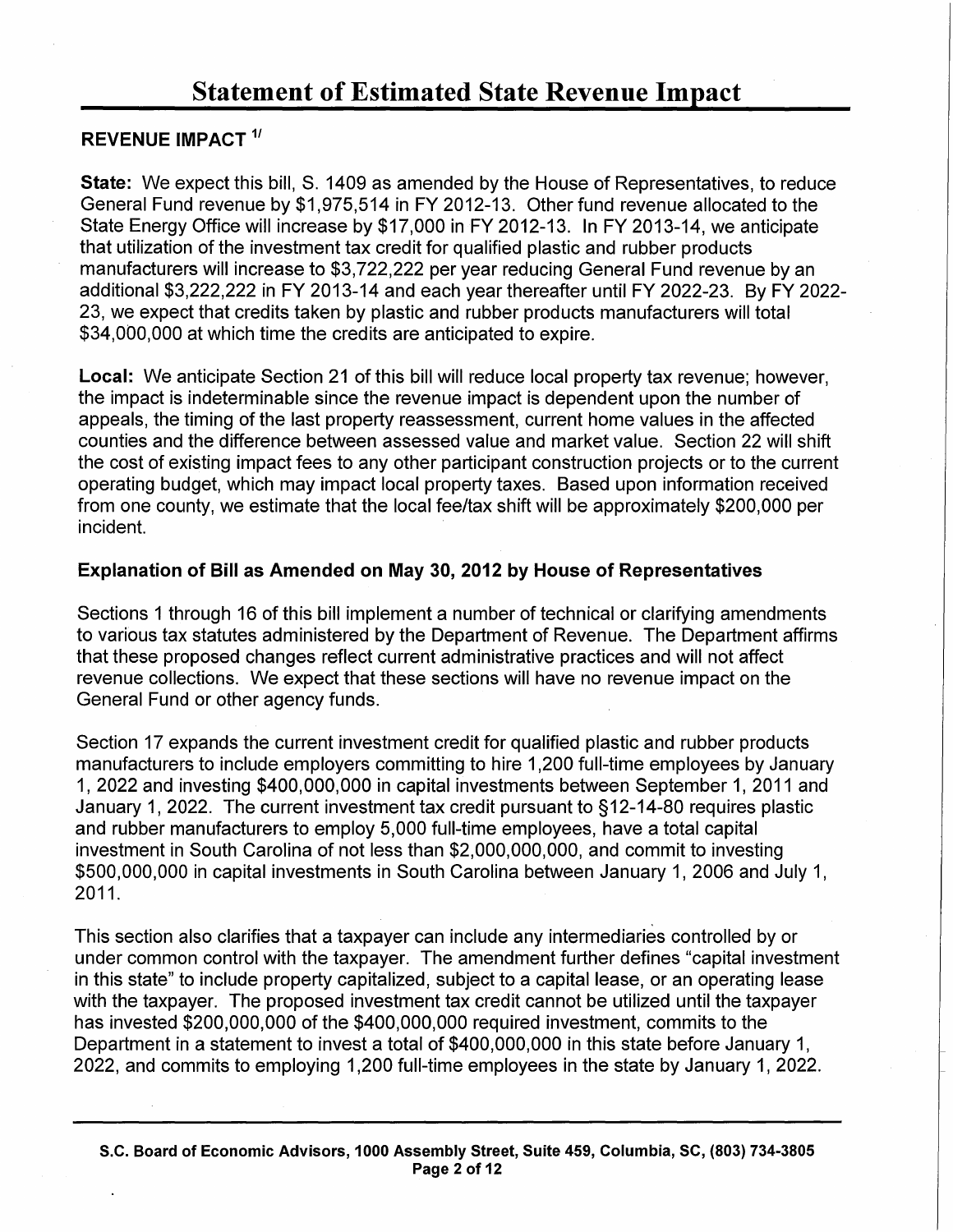# Statement of Estimated State Revenue Impact

## REVENUE IMPACT [1/]

**State:** We expect this bill, S. 1409 as amended by the House of Representatives, to reduce General Fund revenue by $1,975,514 in FY 2012-13. Other fund revenue allocated to the State Energy Office will increase by $17,000 in FY 2012-13. In FY 2013-14, we anticipate that utilization of the investment tax credit for qualified plastic and rubber products manufacturers will increase to $3,722,222 per year reducing General Fund revenue by an additional $3,222,222 in FY 2013-14 and each year thereafter until FY 2022-23. By FY 2022-23, we expect that credits taken by plastic and rubber products manufacturers will total $34,000,000 at which time the credits are anticipated to expire.

**Local:** We anticipate Section 21 of this bill will reduce local property tax revenue; however, the impact is indeterminable since the revenue impact is dependent upon the number of appeals, the timing of the last property reassessment, current home values in the affected counties and the difference between assessed value and market value. Section 22 will shift the cost of existing impact fees to any other participant construction projects or to the current operating budget, which may impact local property taxes. Based upon information received from one county, we estimate that the local fee/tax shift will be approximately $200,000 per incident.

## Explanation of Bill as Amended on May 30, 2012 by House of Representatives

Sections 1 through 16 of this bill implement a number of technical or clarifying amendments to various tax statutes administered by the Department of Revenue. The Department affirms that these proposed changes reflect current administrative practices and will not affect revenue collections. We expect that these sections will have no revenue impact on the General Fund or other agency funds.

Section 17 expands the current investment credit for qualified plastic and rubber products manufacturers to include employers committing to hire 1,200 full-time employees by January 1, 2022 and investing $400,000,000 in capital investments between September 1, 2011 and January 1, 2022. The current investment tax credit pursuant to §12-14-80 requires plastic and rubber manufacturers to employ 5,000 full-time employees, have a total capital investment in South Carolina of not less than $2,000,000,000, and commit to investing $500,000,000 in capital investments in South Carolina between January 1, 2006 and July 1, 2011.

This section also clarifies that a taxpayer can include any intermediaries controlled by or under common control with the taxpayer. The amendment further defines "capital investment in this state" to include property capitalized, subject to a capital lease, or an operating lease with the taxpayer. The proposed investment tax credit cannot be utilized until the taxpayer has invested $200,000,000 of the $400,000,000 required investment, commits to the Department in a statement to invest a total of $400,000,000 in this state before January 1, 2022, and commits to employing 1,200 full-time employees in the state by January 1, 2022.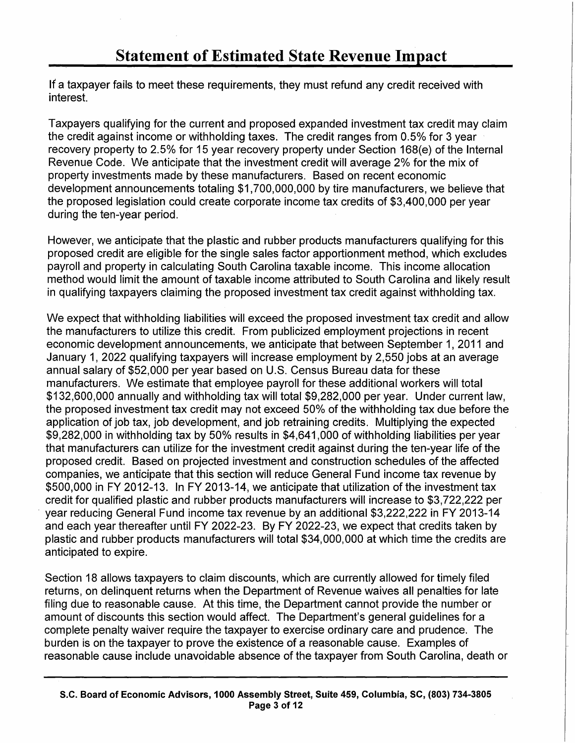# Statement of Estimated State Revenue Impact

If a taxpayer fails to meet these requirements, they must refund any credit received with interest.

Taxpayers qualifying for the current and proposed expanded investment tax credit may claim the credit against income or withholding taxes. The credit ranges from 0.5% for 3 year recovery property to 2.5% for 15 year recovery property under Section 168(e) of the Internal Revenue Code. We anticipate that the investment credit will average 2% for the mix of property investments made by these manufacturers. Based on recent economic development announcements totaling $1,700,000,000 by tire manufacturers, we believe that the proposed legislation could create corporate income tax credits of $3,400,000 per year during the ten-year period.

However, we anticipate that the plastic and rubber products manufacturers qualifying for this proposed credit are eligible for the single sales factor apportionment method, which excludes payroll and property in calculating South Carolina taxable income. This income allocation method would limit the amount of taxable income attributed to South Carolina and likely result in qualifying taxpayers claiming the proposed investment tax credit against withholding tax.

We expect that withholding liabilities will exceed the proposed investment tax credit and allow the manufacturers to utilize this credit. From publicized employment projections in recent economic development announcements, we anticipate that between September 1, 2011 and January 1, 2022 qualifying taxpayers will increase employment by 2,550 jobs at an average annual salary of $52,000 per year based on U.S. Census Bureau data for these manufacturers. We estimate that employee payroll for these additional workers will total $132,600,000 annually and withholding tax will total $9,282,000 per year. Under current law, the proposed investment tax credit may not exceed 50% of the withholding tax due before the application of job tax, job development, and job retraining credits. Multiplying the expected $9,282,000 in withholding tax by 50% results in $4,641,000 of withholding liabilities per year that manufacturers can utilize for the investment credit against during the ten-year life of the proposed credit. Based on projected investment and construction schedules of the affected companies, we anticipate that this section will reduce General Fund income tax revenue by $500,000 in FY 2012-13. In FY 2013-14, we anticipate that utilization of the investment tax credit for qualified plastic and rubber products manufacturers will increase to $3,722,222 per year reducing General Fund income tax revenue by an additional $3,222,222 in FY 2013-14 and each year thereafter until FY 2022-23. By FY 2022-23, we expect that credits taken by plastic and rubber products manufacturers will total $34,000,000 at which time the credits are anticipated to expire.

Section 18 allows taxpayers to claim discounts, which are currently allowed for timely filed returns, on delinquent returns when the Department of Revenue waives all penalties for late filing due to reasonable cause. At this time, the Department cannot provide the number or amount of discounts this section would affect. The Department's general guidelines for a complete penalty waiver require the taxpayer to exercise ordinary care and prudence. The burden is on the taxpayer to prove the existence of a reasonable cause. Examples of reasonable cause include unavoidable absence of the taxpayer from South Carolina, death or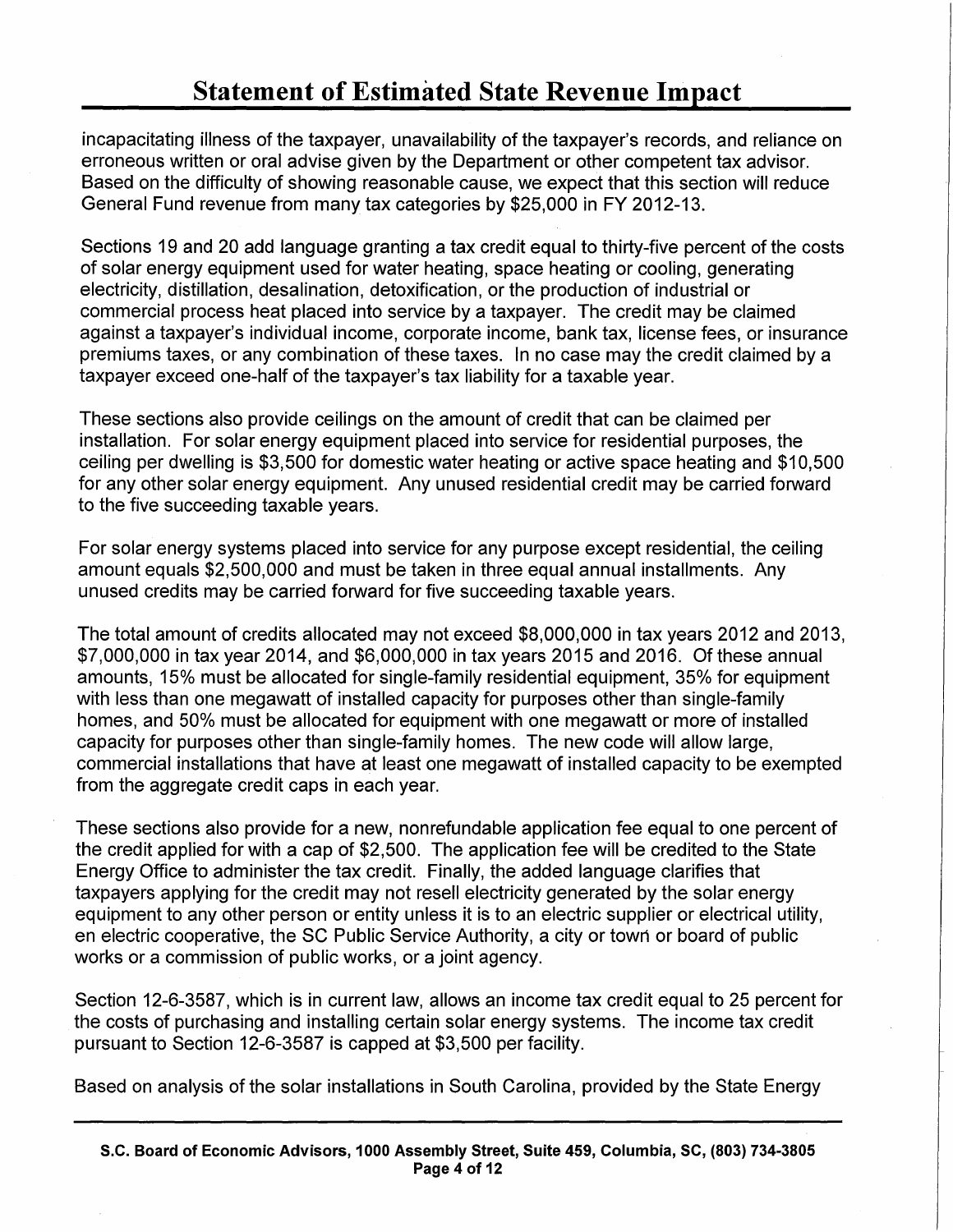# Statement of Estimated State Revenue Impact

incapacitating illness of the taxpayer, unavailability of the taxpayer's records, and reliance on erroneous written or oral advise given by the Department or other competent tax advisor. Based on the difficulty of showing reasonable cause, we expect that this section will reduce General Fund revenue from many tax categories by $25,000 in FY 2012-13.

Sections 19 and 20 add language granting a tax credit equal to thirty-five percent of the costs of solar energy equipment used for water heating, space heating or cooling, generating electricity, distillation, desalination, detoxification, or the production of industrial or commercial process heat placed into service by a taxpayer. The credit may be claimed against a taxpayer's individual income, corporate income, bank tax, license fees, or insurance premiums taxes, or any combination of these taxes. In no case may the credit claimed by a taxpayer exceed one-half of the taxpayer's tax liability for a taxable year.

These sections also provide ceilings on the amount of credit that can be claimed per installation. For solar energy equipment placed into service for residential purposes, the ceiling per dwelling is $3,500 for domestic water heating or active space heating and $10,500 for any other solar energy equipment. Any unused residential credit may be carried forward to the five succeeding taxable years.

For solar energy systems placed into service for any purpose except residential, the ceiling amount equals $2,500,000 and must be taken in three equal annual installments. Any unused credits may be carried forward for five succeeding taxable years.

The total amount of credits allocated may not exceed $8,000,000 in tax years 2012 and 2013, $7,000,000 in tax year 2014, and $6,000,000 in tax years 2015 and 2016. Of these annual amounts, 15% must be allocated for single-family residential equipment, 35% for equipment with less than one megawatt of installed capacity for purposes other than single-family homes, and 50% must be allocated for equipment with one megawatt or more of installed capacity for purposes other than single-family homes. The new code will allow large, commercial installations that have at least one megawatt of installed capacity to be exempted from the aggregate credit caps in each year.

These sections also provide for a new, nonrefundable application fee equal to one percent of the credit applied for with a cap of $2,500. The application fee will be credited to the State Energy Office to administer the tax credit. Finally, the added language clarifies that taxpayers applying for the credit may not resell electricity generated by the solar energy equipment to any other person or entity unless it is to an electric supplier or electrical utility, en electric cooperative, the SC Public Service Authority, a city or town or board of public works or a commission of public works, or a joint agency.

Section 12-6-3587, which is in current law, allows an income tax credit equal to 25 percent for the costs of purchasing and installing certain solar energy systems. The income tax credit pursuant to Section 12-6-3587 is capped at $3,500 per facility.

Based on analysis of the solar installations in South Carolina, provided by the State Energy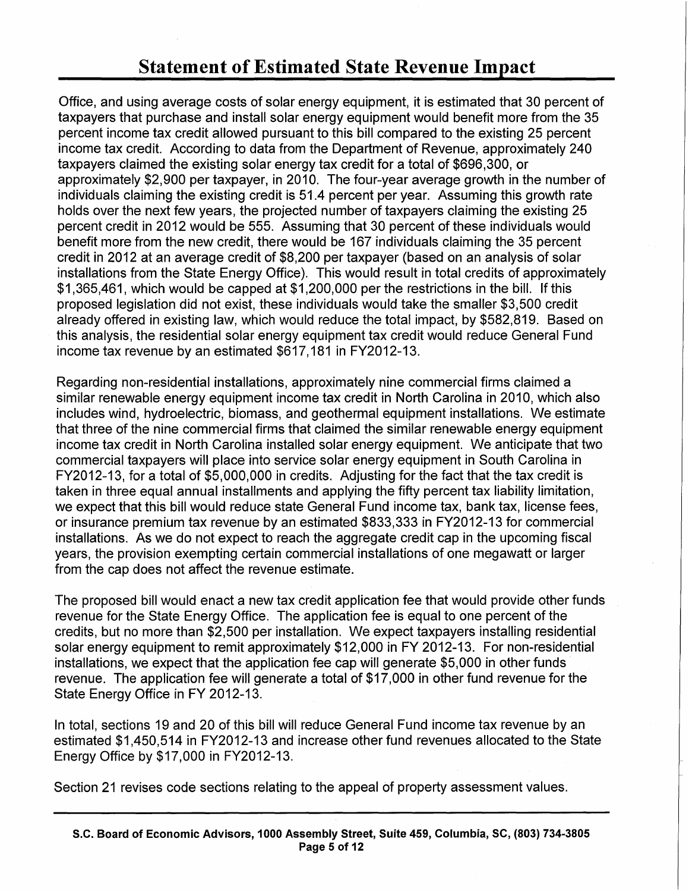# Statement of Estimated State Revenue Impact

Office, and using average costs of solar energy equipment, it is estimated that 30 percent of taxpayers that purchase and install solar energy equipment would benefit more from the 35 percent income tax credit allowed pursuant to this bill compared to the existing 25 percent income tax credit. According to data from the Department of Revenue, approximately 240 taxpayers claimed the existing solar energy tax credit for a total of $696,300, or approximately $2,900 per taxpayer, in 2010. The four-year average growth in the number of individuals claiming the existing credit is 51.4 percent per year. Assuming this growth rate holds over the next few years, the projected number of taxpayers claiming the existing 25 percent credit in 2012 would be 555. Assuming that 30 percent of these individuals would benefit more from the new credit, there would be 167 individuals claiming the 35 percent credit in 2012 at an average credit of $8,200 per taxpayer (based on an analysis of solar installations from the State Energy Office). This would result in total credits of approximately $1,365,461, which would be capped at $1,200,000 per the restrictions in the bill. If this proposed legislation did not exist, these individuals would take the smaller $3,500 credit already offered in existing law, which would reduce the total impact, by $582,819. Based on this analysis, the residential solar energy equipment tax credit would reduce General Fund income tax revenue by an estimated $617,181 in FY2012-13.

Regarding non-residential installations, approximately nine commercial firms claimed a similar renewable energy equipment income tax credit in North Carolina in 2010, which also includes wind, hydroelectric, biomass, and geothermal equipment installations. We estimate that three of the nine commercial firms that claimed the similar renewable energy equipment income tax credit in North Carolina installed solar energy equipment. We anticipate that two commercial taxpayers will place into service solar energy equipment in South Carolina in FY2012-13, for a total of $5,000,000 in credits. Adjusting for the fact that the tax credit is taken in three equal annual installments and applying the fifty percent tax liability limitation, we expect that this bill would reduce state General Fund income tax, bank tax, license fees, or insurance premium tax revenue by an estimated $833,333 in FY2012-13 for commercial installations. As we do not expect to reach the aggregate credit cap in the upcoming fiscal years, the provision exempting certain commercial installations of one megawatt or larger from the cap does not affect the revenue estimate.

The proposed bill would enact a new tax credit application fee that would provide other funds revenue for the State Energy Office. The application fee is equal to one percent of the credits, but no more than $2,500 per installation. We expect taxpayers installing residential solar energy equipment to remit approximately $12,000 in FY 2012-13. For non-residential installations, we expect that the application fee cap will generate $5,000 in other funds revenue. The application fee will generate a total of $17,000 in other fund revenue for the State Energy Office in FY 2012-13.

In total, sections 19 and 20 of this bill will reduce General Fund income tax revenue by an estimated $1,450,514 in FY2012-13 and increase other fund revenues allocated to the State Energy Office by $17,000 in FY2012-13.

Section 21 revises code sections relating to the appeal of property assessment values.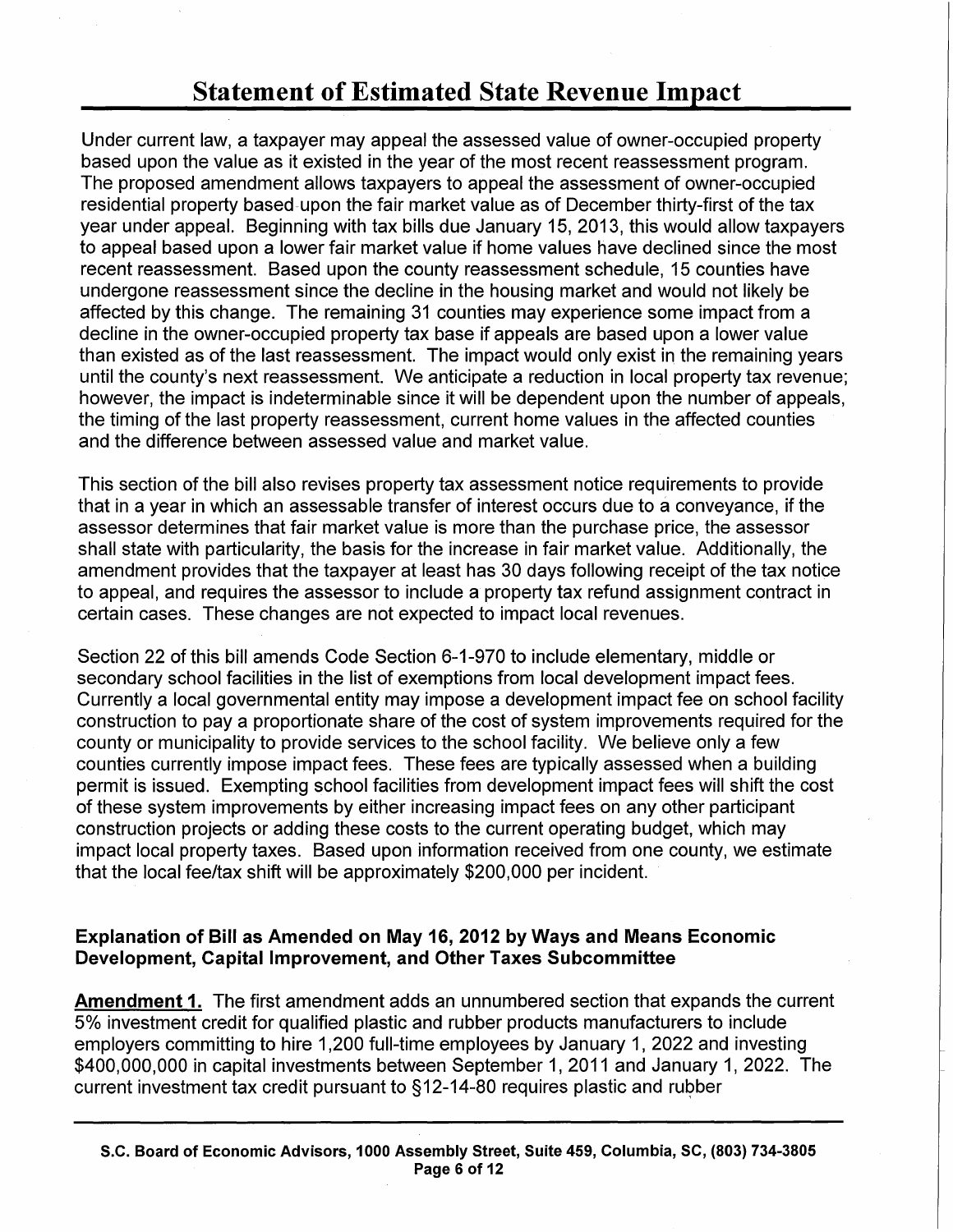# Statement of Estimated State Revenue Impact

Under current law, a taxpayer may appeal the assessed value of owner-occupied property based upon the value as it existed in the year of the most recent reassessment program. The proposed amendment allows taxpayers to appeal the assessment of owner-occupied residential property based upon the fair market value as of December thirty-first of the tax year under appeal. Beginning with tax bills due January 15, 2013, this would allow taxpayers to appeal based upon a lower fair market value if home values have declined since the most recent reassessment. Based upon the county reassessment schedule, 15 counties have undergone reassessment since the decline in the housing market and would not likely be affected by this change. The remaining 31 counties may experience some impact from a decline in the owner-occupied property tax base if appeals are based upon a lower value than existed as of the last reassessment. The impact would only exist in the remaining years until the county's next reassessment. We anticipate a reduction in local property tax revenue; however, the impact is indeterminable since it will be dependent upon the number of appeals, the timing of the last property reassessment, current home values in the affected counties and the difference between assessed value and market value.

This section of the bill also revises property tax assessment notice requirements to provide that in a year in which an assessable transfer of interest occurs due to a conveyance, if the assessor determines that fair market value is more than the purchase price, the assessor shall state with particularity, the basis for the increase in fair market value. Additionally, the amendment provides that the taxpayer at least has 30 days following receipt of the tax notice to appeal, and requires the assessor to include a property tax refund assignment contract in certain cases. These changes are not expected to impact local revenues.

Section 22 of this bill amends Code Section 6-1-970 to include elementary, middle or secondary school facilities in the list of exemptions from local development impact fees. Currently a local governmental entity may impose a development impact fee on school facility construction to pay a proportionate share of the cost of system improvements required for the county or municipality to provide services to the school facility. We believe only a few counties currently impose impact fees. These fees are typically assessed when a building permit is issued. Exempting school facilities from development impact fees will shift the cost of these system improvements by either increasing impact fees on any other participant construction projects or adding these costs to the current operating budget, which may impact local property taxes. Based upon information received from one county, we estimate that the local fee/tax shift will be approximately $200,000 per incident.

**Explanation of Bill as Amended on May 16, 2012 by Ways and Means Economic Development, Capital Improvement, and Other Taxes Subcommittee**

**Amendment 1.** The first amendment adds an unnumbered section that expands the current 5% investment credit for qualified plastic and rubber products manufacturers to include employers committing to hire 1,200 full-time employees by January 1, 2022 and investing $400,000,000 in capital investments between September 1, 2011 and January 1, 2022. The current investment tax credit pursuant to §12-14-80 requires plastic and rubber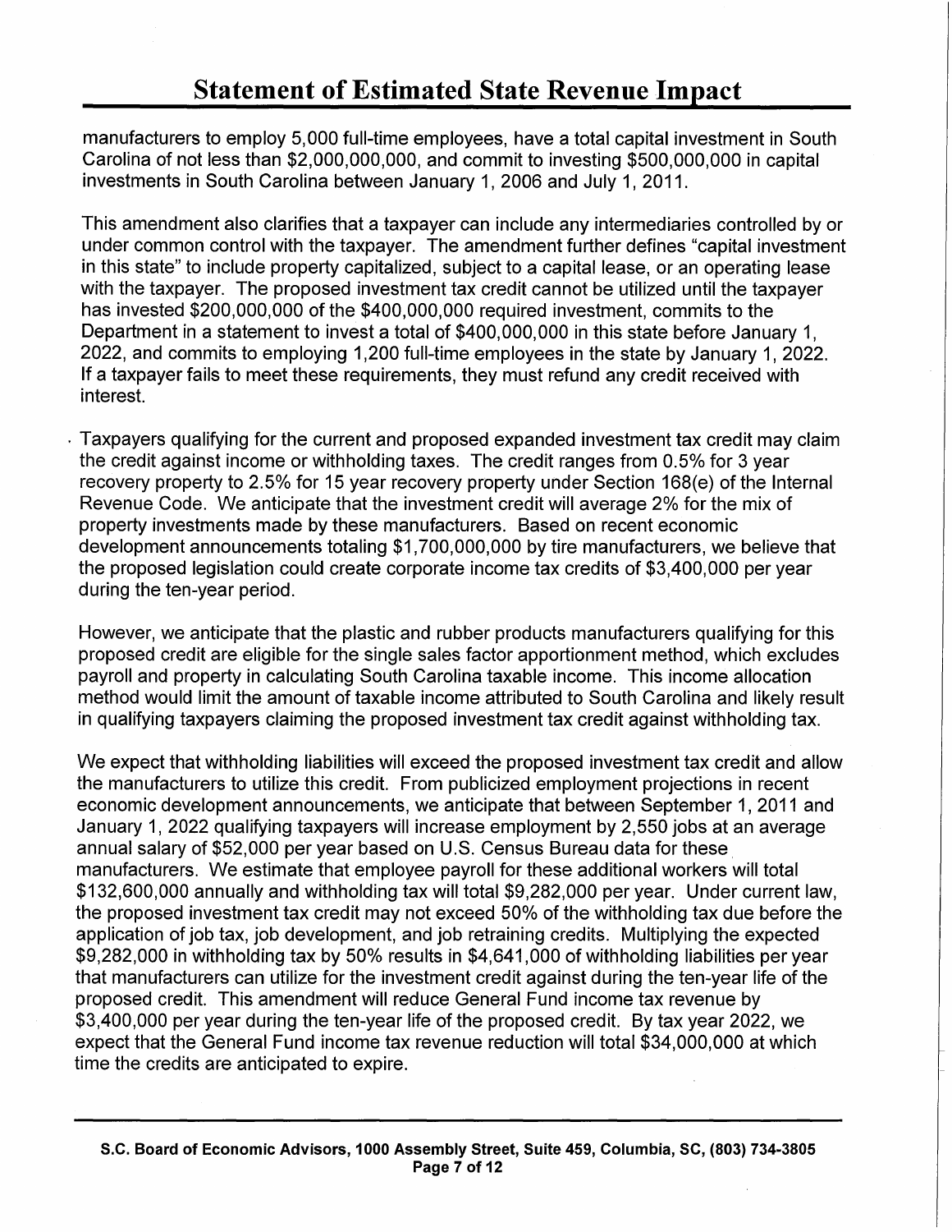# Statement of Estimated State Revenue Impact

manufacturers to employ 5,000 full-time employees, have a total capital investment in South Carolina of not less than $2,000,000,000, and commit to investing $500,000,000 in capital investments in South Carolina between January 1, 2006 and July 1, 2011.

This amendment also clarifies that a taxpayer can include any intermediaries controlled by or under common control with the taxpayer. The amendment further defines "capital investment in this state" to include property capitalized, subject to a capital lease, or an operating lease with the taxpayer. The proposed investment tax credit cannot be utilized until the taxpayer has invested $200,000,000 of the $400,000,000 required investment, commits to the Department in a statement to invest a total of $400,000,000 in this state before January 1, 2022, and commits to employing 1,200 full-time employees in the state by January 1, 2022. If a taxpayer fails to meet these requirements, they must refund any credit received with interest.

Taxpayers qualifying for the current and proposed expanded investment tax credit may claim the credit against income or withholding taxes. The credit ranges from 0.5% for 3 year recovery property to 2.5% for 15 year recovery property under Section 168(e) of the Internal Revenue Code. We anticipate that the investment credit will average 2% for the mix of property investments made by these manufacturers. Based on recent economic development announcements totaling $1,700,000,000 by tire manufacturers, we believe that the proposed legislation could create corporate income tax credits of $3,400,000 per year during the ten-year period.

However, we anticipate that the plastic and rubber products manufacturers qualifying for this proposed credit are eligible for the single sales factor apportionment method, which excludes payroll and property in calculating South Carolina taxable income. This income allocation method would limit the amount of taxable income attributed to South Carolina and likely result in qualifying taxpayers claiming the proposed investment tax credit against withholding tax.

We expect that withholding liabilities will exceed the proposed investment tax credit and allow the manufacturers to utilize this credit. From publicized employment projections in recent economic development announcements, we anticipate that between September 1, 2011 and January 1, 2022 qualifying taxpayers will increase employment by 2,550 jobs at an average annual salary of $52,000 per year based on U.S. Census Bureau data for these manufacturers. We estimate that employee payroll for these additional workers will total $132,600,000 annually and withholding tax will total $9,282,000 per year. Under current law, the proposed investment tax credit may not exceed 50% of the withholding tax due before the application of job tax, job development, and job retraining credits. Multiplying the expected $9,282,000 in withholding tax by 50% results in $4,641,000 of withholding liabilities per year that manufacturers can utilize for the investment credit against during the ten-year life of the proposed credit. This amendment will reduce General Fund income tax revenue by $3,400,000 per year during the ten-year life of the proposed credit. By tax year 2022, we expect that the General Fund income tax revenue reduction will total $34,000,000 at which time the credits are anticipated to expire.

**S.C. Board of Economic Advisors, 1000 Assembly Street, Suite 459, Columbia, SC, (803) 734-3805**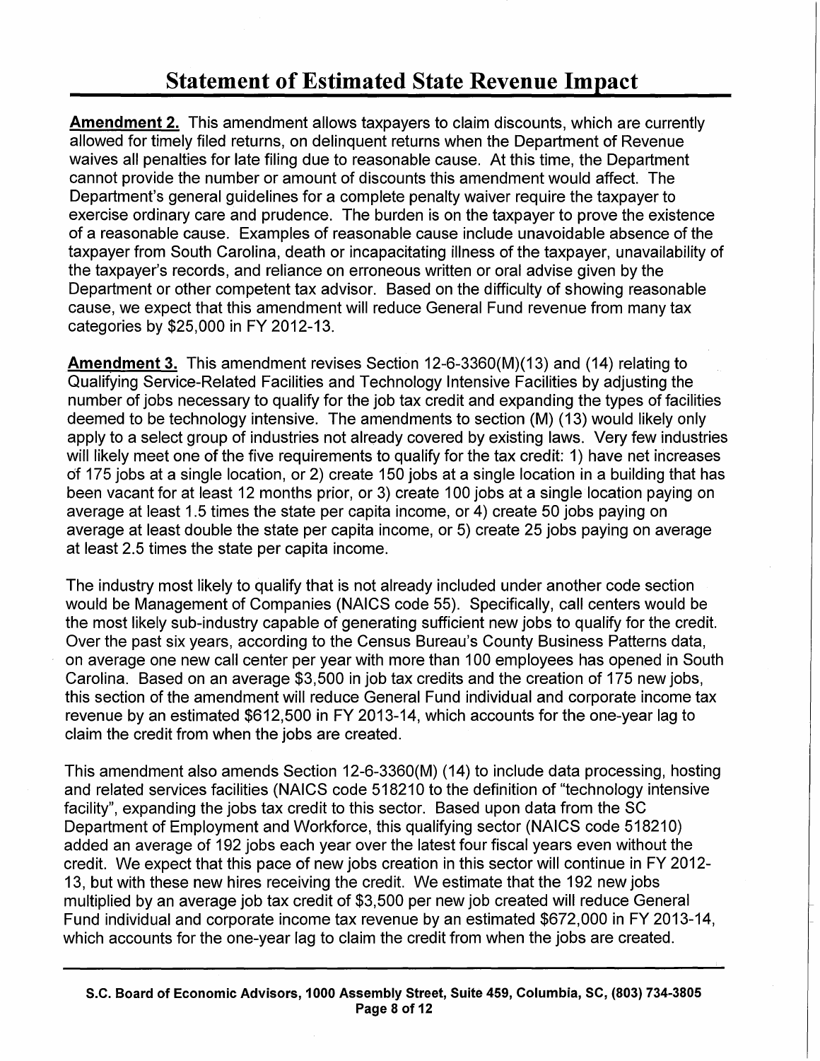# Statement of Estimated State Revenue Impact

**Amendment 2.** This amendment allows taxpayers to claim discounts, which are currently allowed for timely filed returns, on delinquent returns when the Department of Revenue waives all penalties for late filing due to reasonable cause. At this time, the Department cannot provide the number or amount of discounts this amendment would affect. The Department's general guidelines for a complete penalty waiver require the taxpayer to exercise ordinary care and prudence. The burden is on the taxpayer to prove the existence of a reasonable cause. Examples of reasonable cause include unavoidable absence of the taxpayer from South Carolina, death or incapacitating illness of the taxpayer, unavailability of the taxpayer's records, and reliance on erroneous written or oral advise given by the Department or other competent tax advisor. Based on the difficulty of showing reasonable cause, we expect that this amendment will reduce General Fund revenue from many tax categories by $25,000 in FY 2012-13.

**Amendment 3.** This amendment revises Section 12-6-3360(M)(13) and (14) relating to Qualifying Service-Related Facilities and Technology Intensive Facilities by adjusting the number of jobs necessary to qualify for the job tax credit and expanding the types of facilities deemed to be technology intensive. The amendments to section (M) (13) would likely only apply to a select group of industries not already covered by existing laws. Very few industries will likely meet one of the five requirements to qualify for the tax credit: 1) have net increases of 175 jobs at a single location, or 2) create 150 jobs at a single location in a building that has been vacant for at least 12 months prior, or 3) create 100 jobs at a single location paying on average at least 1.5 times the state per capita income, or 4) create 50 jobs paying on average at least double the state per capita income, or 5) create 25 jobs paying on average at least 2.5 times the state per capita income.

The industry most likely to qualify that is not already included under another code section would be Management of Companies (NAICS code 55). Specifically, call centers would be the most likely sub-industry capable of generating sufficient new jobs to qualify for the credit. Over the past six years, according to the Census Bureau's County Business Patterns data, on average one new call center per year with more than 100 employees has opened in South Carolina. Based on an average $3,500 in job tax credits and the creation of 175 new jobs, this section of the amendment will reduce General Fund individual and corporate income tax revenue by an estimated $612,500 in FY 2013-14, which accounts for the one-year lag to claim the credit from when the jobs are created.

This amendment also amends Section 12-6-3360(M) (14) to include data processing, hosting and related services facilities (NAICS code 518210 to the definition of "technology intensive facility", expanding the jobs tax credit to this sector. Based upon data from the SC Department of Employment and Workforce, this qualifying sector (NAICS code 518210) added an average of 192 jobs each year over the latest four fiscal years even without the credit. We expect that this pace of new jobs creation in this sector will continue in FY 2012-13, but with these new hires receiving the credit. We estimate that the 192 new jobs multiplied by an average job tax credit of $3,500 per new job created will reduce General Fund individual and corporate income tax revenue by an estimated $672,000 in FY 2013-14, which accounts for the one-year lag to claim the credit from when the jobs are created.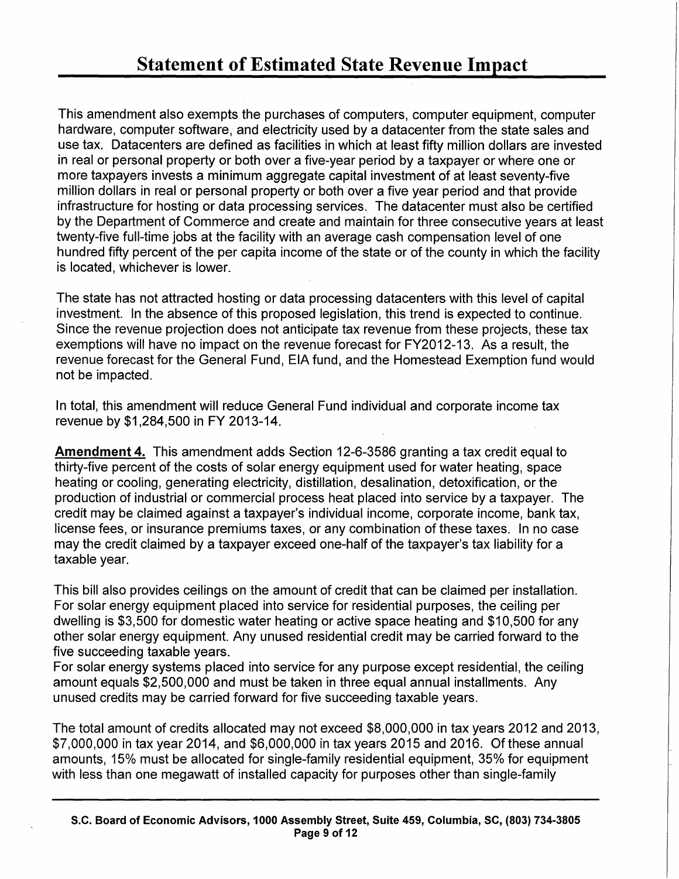# Statement of Estimated State Revenue Impact

This amendment also exempts the purchases of computers, computer equipment, computer hardware, computer software, and electricity used by a datacenter from the state sales and use tax. Datacenters are defined as facilities in which at least fifty million dollars are invested in real or personal property or both over a five-year period by a taxpayer or where one or more taxpayers invests a minimum aggregate capital investment of at least seventy-five million dollars in real or personal property or both over a five year period and that provide infrastructure for hosting or data processing services. The datacenter must also be certified by the Department of Commerce and create and maintain for three consecutive years at least twenty-five full-time jobs at the facility with an average cash compensation level of one hundred fifty percent of the per capita income of the state or of the county in which the facility is located, whichever is lower.

The state has not attracted hosting or data processing datacenters with this level of capital investment. In the absence of this proposed legislation, this trend is expected to continue. Since the revenue projection does not anticipate tax revenue from these projects, these tax exemptions will have no impact on the revenue forecast for FY2012-13. As a result, the revenue forecast for the General Fund, EIA fund, and the Homestead Exemption fund would not be impacted.

In total, this amendment will reduce General Fund individual and corporate income tax revenue by $1,284,500 in FY 2013-14.

**Amendment 4.** This amendment adds Section 12-6-3586 granting a tax credit equal to thirty-five percent of the costs of solar energy equipment used for water heating, space heating or cooling, generating electricity, distillation, desalination, detoxification, or the production of industrial or commercial process heat placed into service by a taxpayer. The credit may be claimed against a taxpayer's individual income, corporate income, bank tax, license fees, or insurance premiums taxes, or any combination of these taxes. In no case may the credit claimed by a taxpayer exceed one-half of the taxpayer's tax liability for a taxable year.

This bill also provides ceilings on the amount of credit that can be claimed per installation. For solar energy equipment placed into service for residential purposes, the ceiling per dwelling is $3,500 for domestic water heating or active space heating and $10,500 for any other solar energy equipment. Any unused residential credit may be carried forward to the five succeeding taxable years.

For solar energy systems placed into service for any purpose except residential, the ceiling amount equals $2,500,000 and must be taken in three equal annual installments. Any unused credits may be carried forward for five succeeding taxable years.

The total amount of credits allocated may not exceed $8,000,000 in tax years 2012 and 2013, $7,000,000 in tax year 2014, and $6,000,000 in tax years 2015 and 2016. Of these annual amounts, 15% must be allocated for single-family residential equipment, 35% for equipment with less than one megawatt of installed capacity for purposes other than single-family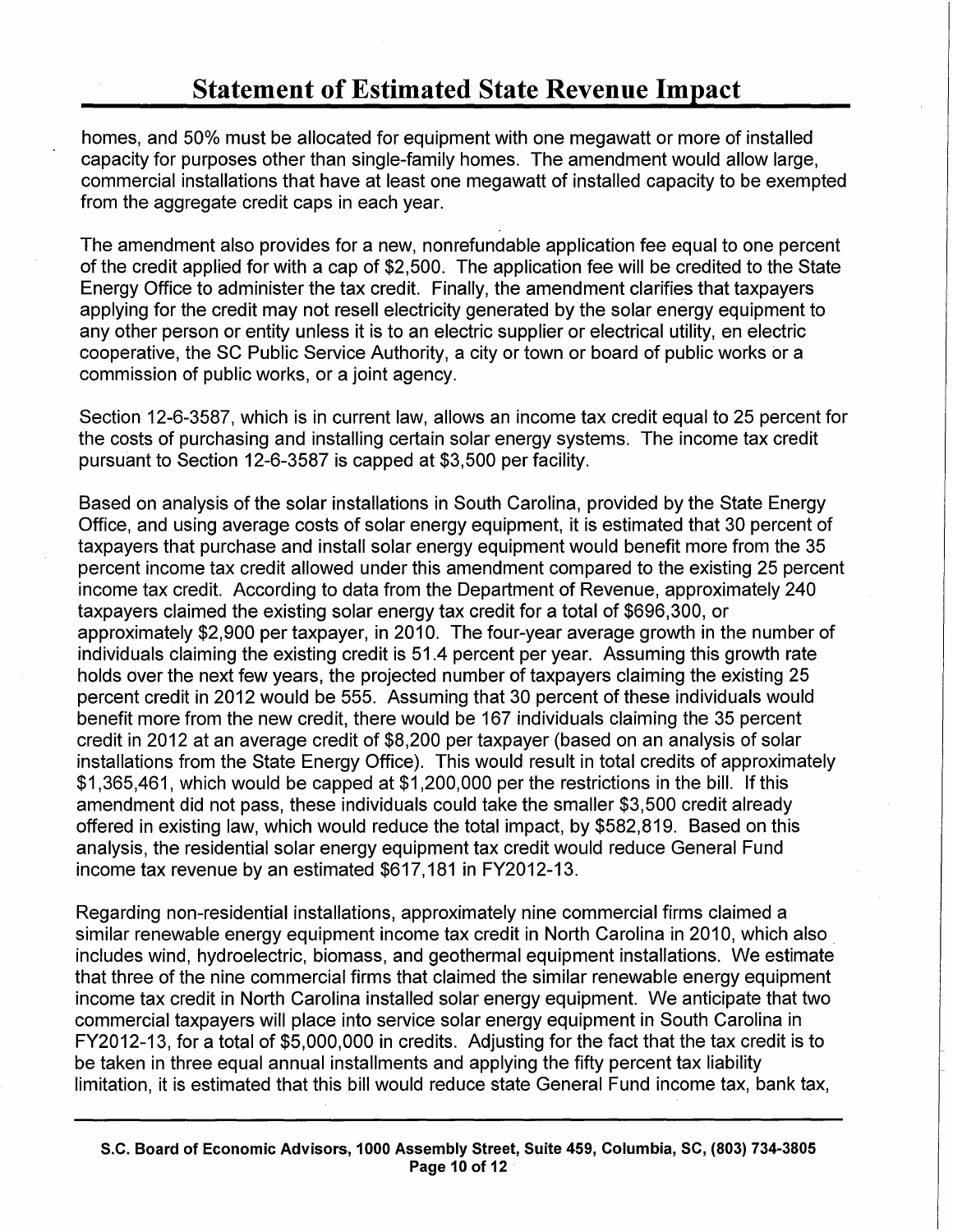homes, and 50% must be allocated for equipment with one megawatt or more of installed capacity for purposes other than single-family homes. The amendment would allow large, commercial installations that have at least one megawatt of installed capacity to be exempted from the aggregate credit caps in each year.

The amendment also provides for a new, nonrefundable application fee equal to one percent of the credit applied for with a cap of $2,500. The application fee will be credited to the State Energy Office to administer the tax credit. Finally, the amendment clarifies that taxpayers applying for the credit may not resell electricity generated by the solar energy equipment to any other person or entity unless it is to an electric supplier or electrical utility, en electric cooperative, the SC Public Service Authority, a city or town or board of public works or a commission of public works, or a joint agency.

Section 12-6-3587, which is in current law, allows an income tax credit equal to 25 percent for the costs of purchasing and installing certain solar energy systems. The income tax credit pursuant to Section 12-6-3587 is capped at $3,500 per facility.

Based on analysis of the solar installations in South Carolina, provided by the State Energy Office, and using average costs of solar energy equipment, it is estimated that 30 percent of taxpayers that purchase and install solar energy equipment would benefit more from the 35 percent income tax credit allowed under this amendment compared to the existing 25 percent income tax credit. According to data from the Department of Revenue, approximately 240 taxpayers claimed the existing solar energy tax credit for a total of $696,300, or approximately $2,900 per taxpayer, in 2010. The four-year average growth in the number of individuals claiming the existing credit is 51.4 percent per year. Assuming this growth rate holds over the next few years, the projected number of taxpayers claiming the existing 25 percent credit in 2012 would be 555. Assuming that 30 percent of these individuals would benefit more from the new credit, there would be 167 individuals claiming the 35 percent credit in 2012 at an average credit of $8,200 per taxpayer (based on an analysis of solar installations from the State Energy Office). This would result in total credits of approximately $1,365,461, which would be capped at $1,200,000 per the restrictions in the bill. If this amendment did not pass, these individuals could take the smaller $3,500 credit already offered in existing law, which would reduce the total impact, by $582,819. Based on this analysis, the residential solar energy equipment tax credit would reduce General Fund income tax revenue by an estimated $617,181 in FY2012-13.

Regarding non-residential installations, approximately nine commercial firms claimed a similar renewable energy equipment income tax credit in North Carolina in 2010, which also includes wind, hydroelectric, biomass, and geothermal equipment installations. We estimate that three of the nine commercial firms that claimed the similar renewable energy equipment income tax credit in North Carolina installed solar energy equipment. We anticipate that two commercial taxpayers will place into service solar energy equipment in South Carolina in FY2012-13, for a total of $5,000,000 in credits. Adjusting for the fact that the tax credit is to be taken in three equal annual installments and applying the fifty percent tax liability limitation, it is estimated that this bill would reduce state General Fund income tax, bank tax,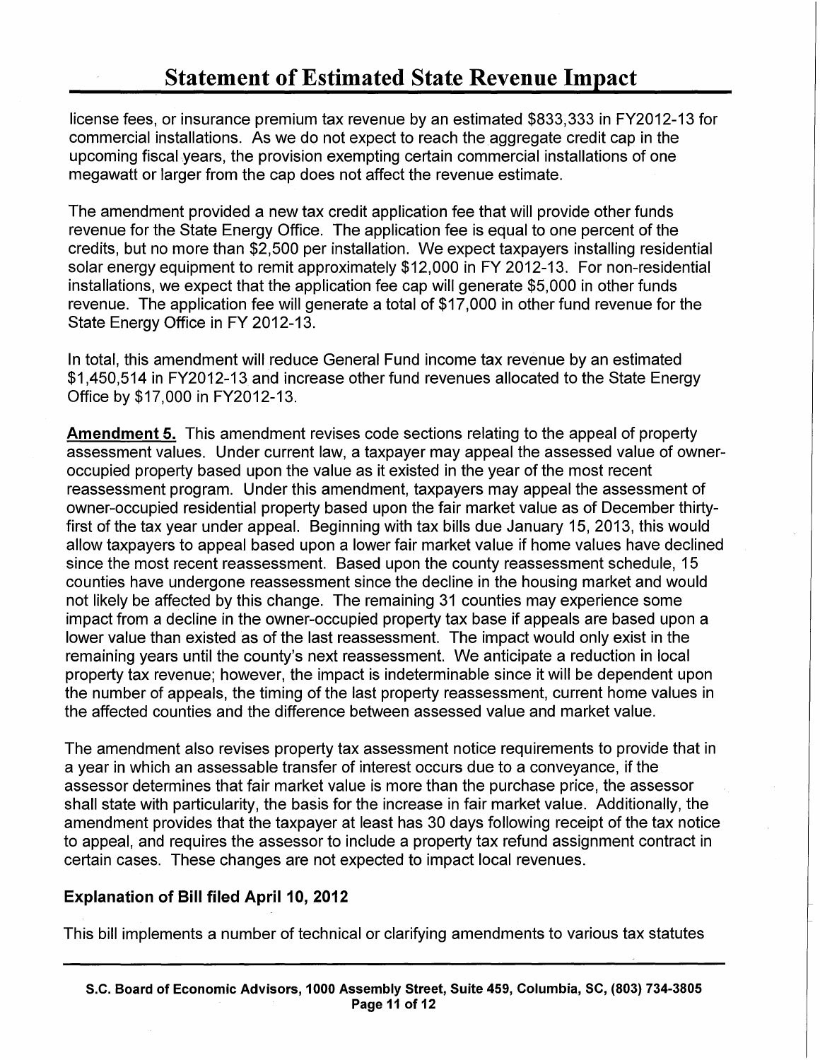license fees, or insurance premium tax revenue by an estimated $833,333 in FY2012-13 for commercial installations. As we do not expect to reach the aggregate credit cap in the upcoming fiscal years, the provision exempting certain commercial installations of one megawatt or larger from the cap does not affect the revenue estimate.

The amendment provided a new tax credit application fee that will provide other funds revenue for the State Energy Office. The application fee is equal to one percent of the credits, but no more than $2,500 per installation. We expect taxpayers installing residential solar energy equipment to remit approximately $12,000 in FY 2012-13. For non-residential installations, we expect that the application fee cap will generate $5,000 in other funds revenue. The application fee will generate a total of $17,000 in other fund revenue for the State Energy Office in FY 2012-13.

In total, this amendment will reduce General Fund income tax revenue by an estimated $1,450,514 in FY2012-13 and increase other fund revenues allocated to the State Energy Office by $17,000 in FY2012-13.

**Amendment 5.** This amendment revises code sections relating to the appeal of property assessment values. Under current law, a taxpayer may appeal the assessed value of owner-occupied property based upon the value as it existed in the year of the most recent reassessment program. Under this amendment, taxpayers may appeal the assessment of owner-occupied residential property based upon the fair market value as of December thirty-first of the tax year under appeal. Beginning with tax bills due January 15, 2013, this would allow taxpayers to appeal based upon a lower fair market value if home values have declined since the most recent reassessment. Based upon the county reassessment schedule, 15 counties have undergone reassessment since the decline in the housing market and would not likely be affected by this change. The remaining 31 counties may experience some impact from a decline in the owner-occupied property tax base if appeals are based upon a lower value than existed as of the last reassessment. The impact would only exist in the remaining years until the county's next reassessment. We anticipate a reduction in local property tax revenue; however, the impact is indeterminable since it will be dependent upon the number of appeals, the timing of the last property reassessment, current home values in the affected counties and the difference between assessed value and market value.

The amendment also revises property tax assessment notice requirements to provide that in a year in which an assessable transfer of interest occurs due to a conveyance, if the assessor determines that fair market value is more than the purchase price, the assessor shall state with particularity, the basis for the increase in fair market value. Additionally, the amendment provides that the taxpayer at least has 30 days following receipt of the tax notice to appeal, and requires the assessor to include a property tax refund assignment contract in certain cases. These changes are not expected to impact local revenues.

### Explanation of Bill filed April 10, 2012

This bill implements a number of technical or clarifying amendments to various tax statutes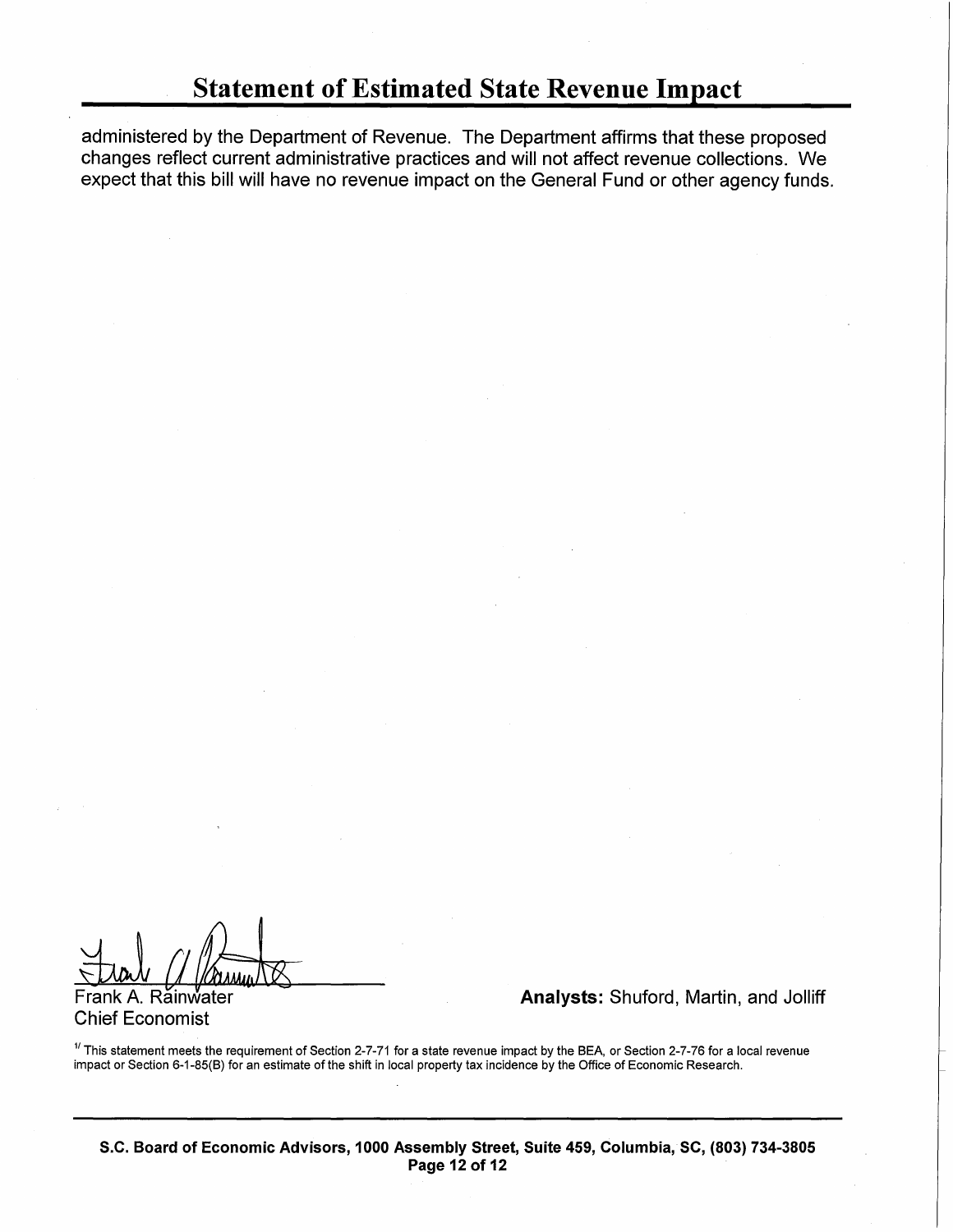administered by the Department of Revenue. The Department affirms that these proposed changes reflect current administrative practices and will not affect revenue collections. We expect that this bill will have no revenue impact on the General Fund or other agency funds.

Frank A. Rainwater
Chief Economist

**Analysts:** Shuford, Martin, and Jolliff

[1/] This statement meets the requirement of Section 2-7-71 for a state revenue impact by the BEA, or Section 2-7-76 for a local revenue impact or Section 6-1-85(B) for an estimate of the shift in local property tax incidence by the Office of Economic Research.